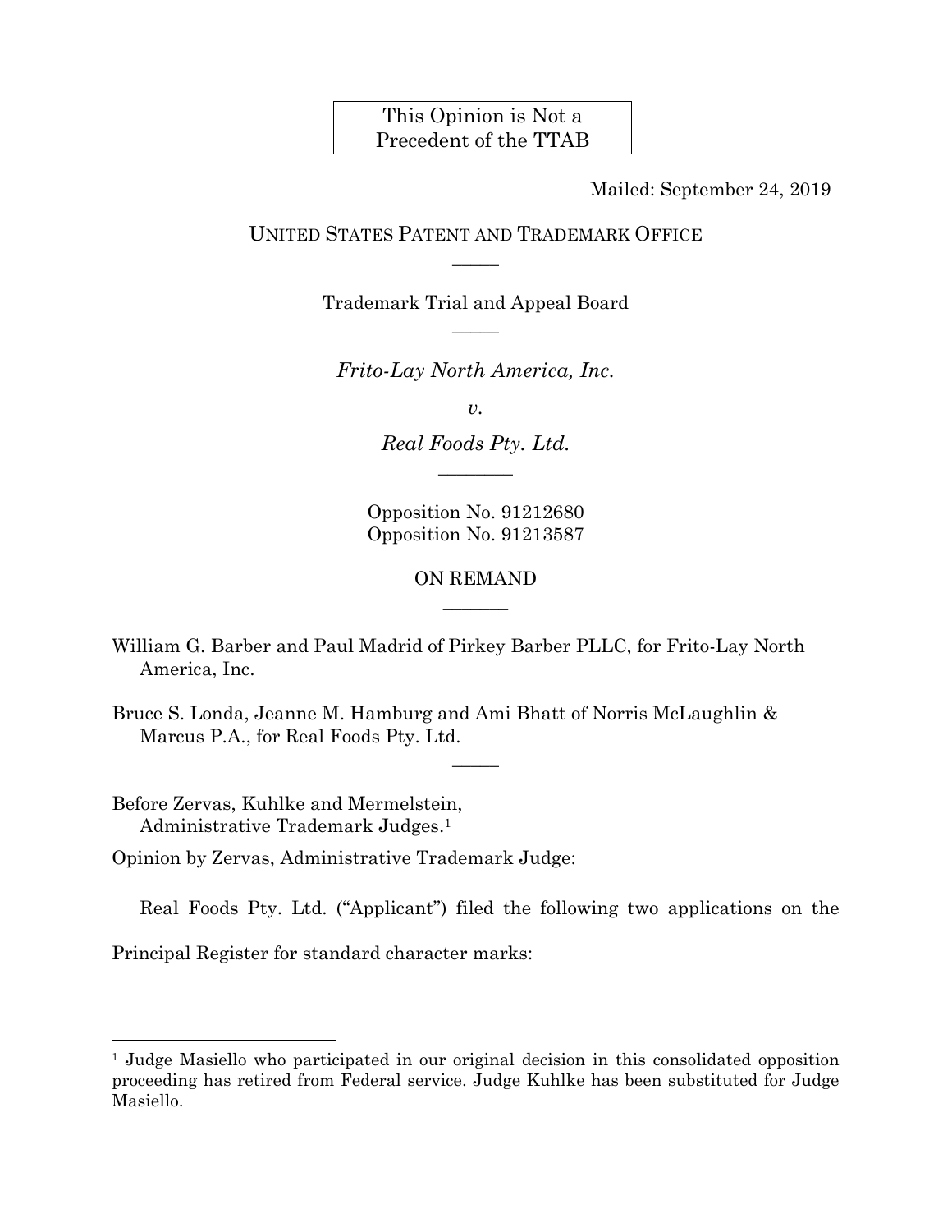This Opinion is Not a Precedent of the TTAB

Mailed: September 24, 2019

UNITED STATES PATENT AND TRADEMARK OFFICE

Trademark Trial and Appeal Board

*Frito-Lay North America, Inc.*

*v.*

*Real Foods Pty. Ltd.*

Opposition No. 91212680
Opposition No. 91213587

ON REMAND

William G. Barber and Paul Madrid of Pirkey Barber PLLC, for Frito-Lay North America, Inc.

Bruce S. Londa, Jeanne M. Hamburg and Ami Bhatt of Norris McLaughlin & Marcus P.A., for Real Foods Pty. Ltd.

Before Zervas, Kuhlke and Mermelstein, Administrative Trademark Judges.[1]

Opinion by Zervas, Administrative Trademark Judge:

Real Foods Pty. Ltd. ("Applicant") filed the following two applications on the Principal Register for standard character marks:

[1] Judge Masiello who participated in our original decision in this consolidated opposition proceeding has retired from Federal service. Judge Kuhlke has been substituted for Judge Masiello.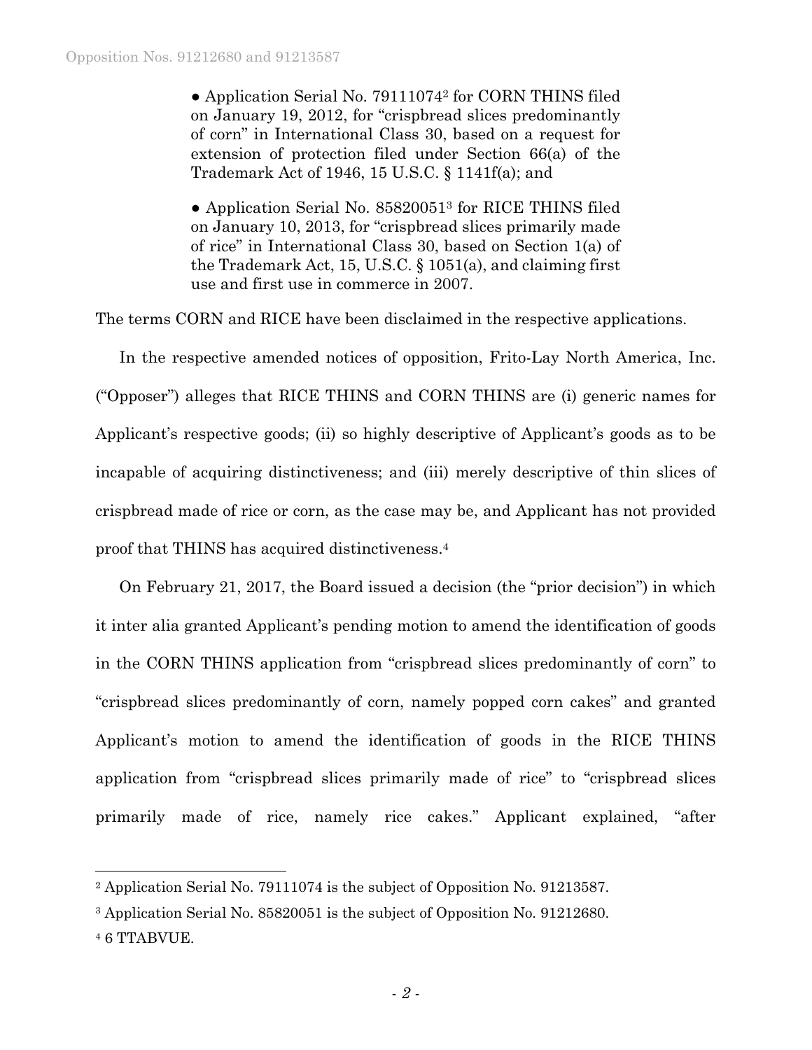- Application Serial No. 79111074[2] for CORN THINS filed on January 19, 2012, for "crispbread slices predominantly of corn" in International Class 30, based on a request for extension of protection filed under Section 66(a) of the Trademark Act of 1946, 15 U.S.C. § 1141f(a); and

- Application Serial No. 85820051[3] for RICE THINS filed on January 10, 2013, for "crispbread slices primarily made of rice" in International Class 30, based on Section 1(a) of the Trademark Act, 15, U.S.C. § 1051(a), and claiming first use and first use in commerce in 2007.

The terms CORN and RICE have been disclaimed in the respective applications.

In the respective amended notices of opposition, Frito-Lay North America, Inc. ("Opposer") alleges that RICE THINS and CORN THINS are (i) generic names for Applicant's respective goods; (ii) so highly descriptive of Applicant's goods as to be incapable of acquiring distinctiveness; and (iii) merely descriptive of thin slices of crispbread made of rice or corn, as the case may be, and Applicant has not provided proof that THINS has acquired distinctiveness.[4]

On February 21, 2017, the Board issued a decision (the "prior decision") in which it inter alia granted Applicant's pending motion to amend the identification of goods in the CORN THINS application from "crispbread slices predominantly of corn" to "crispbread slices predominantly of corn, namely popped corn cakes" and granted Applicant's motion to amend the identification of goods in the RICE THINS application from "crispbread slices primarily made of rice" to "crispbread slices primarily made of rice, namely rice cakes." Applicant explained, "after

---

[2] Application Serial No. 79111074 is the subject of Opposition No. 91213587.

[3] Application Serial No. 85820051 is the subject of Opposition No. 91212680.

[4] 6 TTABVUE.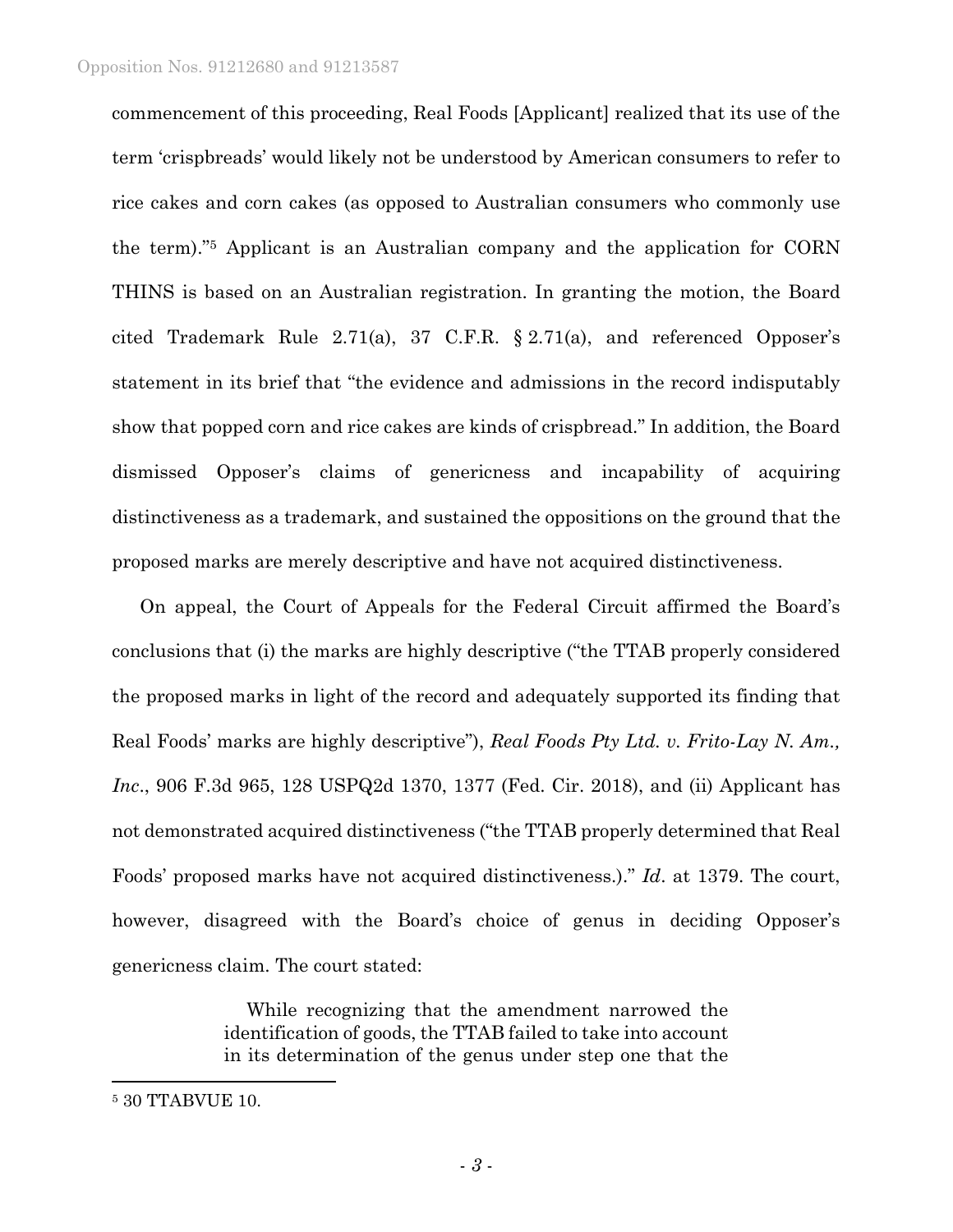commencement of this proceeding, Real Foods [Applicant] realized that its use of the term 'crispbreads' would likely not be understood by American consumers to refer to rice cakes and corn cakes (as opposed to Australian consumers who commonly use the term)."[5] Applicant is an Australian company and the application for CORN THINS is based on an Australian registration. In granting the motion, the Board cited Trademark Rule 2.71(a), 37 C.F.R. § 2.71(a), and referenced Opposer's statement in its brief that "the evidence and admissions in the record indisputably show that popped corn and rice cakes are kinds of crispbread." In addition, the Board dismissed Opposer's claims of genericness and incapability of acquiring distinctiveness as a trademark, and sustained the oppositions on the ground that the proposed marks are merely descriptive and have not acquired distinctiveness.

On appeal, the Court of Appeals for the Federal Circuit affirmed the Board's conclusions that (i) the marks are highly descriptive ("the TTAB properly considered the proposed marks in light of the record and adequately supported its finding that Real Foods' marks are highly descriptive"), *Real Foods Pty Ltd. v. Frito-Lay N. Am., Inc*., 906 F.3d 965, 128 USPQ2d 1370, 1377 (Fed. Cir. 2018), and (ii) Applicant has not demonstrated acquired distinctiveness ("the TTAB properly determined that Real Foods' proposed marks have not acquired distinctiveness.)." *Id*. at 1379. The court, however, disagreed with the Board's choice of genus in deciding Opposer's genericness claim. The court stated:

> While recognizing that the amendment narrowed the identification of goods, the TTAB failed to take into account in its determination of the genus under step one that the

---

[5] 30 TTABVUE 10.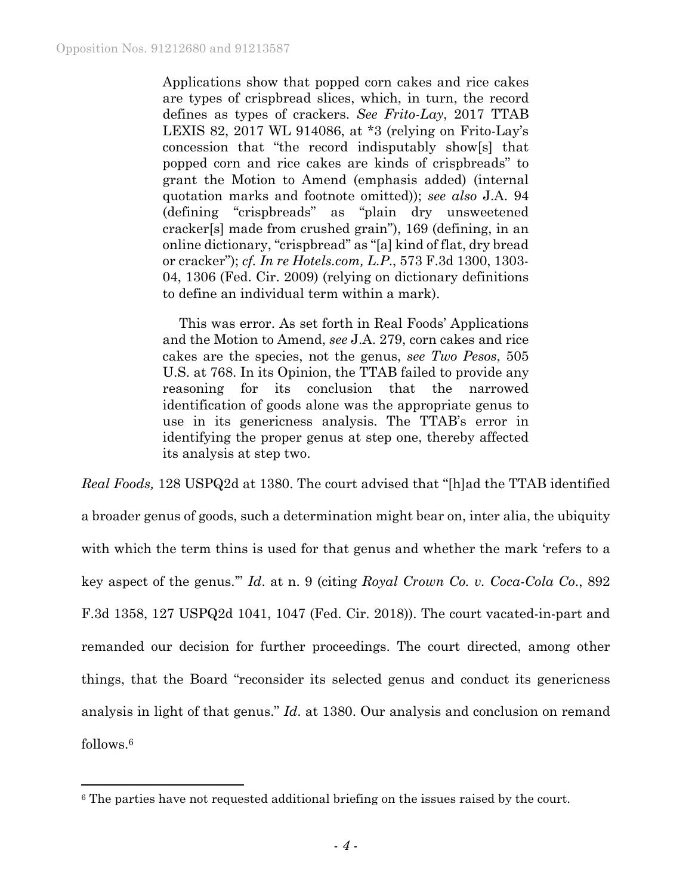> Applications show that popped corn cakes and rice cakes are types of crispbread slices, which, in turn, the record defines as types of crackers. *See Frito-Lay*, 2017 TTAB LEXIS 82, 2017 WL 914086, at *3 (relying on Frito-Lay's concession that "the record indisputably show[s] that popped corn and rice cakes are kinds of crispbreads" to grant the Motion to Amend (emphasis added) (internal quotation marks and footnote omitted)); *see also* J.A. 94 (defining "crispbreads" as "plain dry unsweetened cracker[s] made from crushed grain"), 169 (defining, in an online dictionary, "crispbread" as "[a] kind of flat, dry bread or cracker"); *cf. In re Hotels.com, L.P.*, 573 F.3d 1300, 1303-04, 1306 (Fed. Cir. 2009) (relying on dictionary definitions to define an individual term within a mark).
>
> This was error. As set forth in Real Foods' Applications and the Motion to Amend, *see* J.A. 279, corn cakes and rice cakes are the species, not the genus, *see Two Pesos*, 505 U.S. at 768. In its Opinion, the TTAB failed to provide any reasoning for its conclusion that the narrowed identification of goods alone was the appropriate genus to use in its genericness analysis. The TTAB's error in identifying the proper genus at step one, thereby affected its analysis at step two.

*Real Foods,* 128 USPQ2d at 1380. The court advised that "[h]ad the TTAB identified a broader genus of goods, such a determination might bear on, inter alia, the ubiquity with which the term thins is used for that genus and whether the mark 'refers to a key aspect of the genus.'" *Id*. at n. 9 (citing *Royal Crown Co. v. Coca-Cola Co.*, 892 F.3d 1358, 127 USPQ2d 1041, 1047 (Fed. Cir. 2018)). The court vacated-in-part and remanded our decision for further proceedings. The court directed, among other things, that the Board "reconsider its selected genus and conduct its genericness analysis in light of that genus." *Id.* at 1380. Our analysis and conclusion on remand follows.[6]

[6] The parties have not requested additional briefing on the issues raised by the court.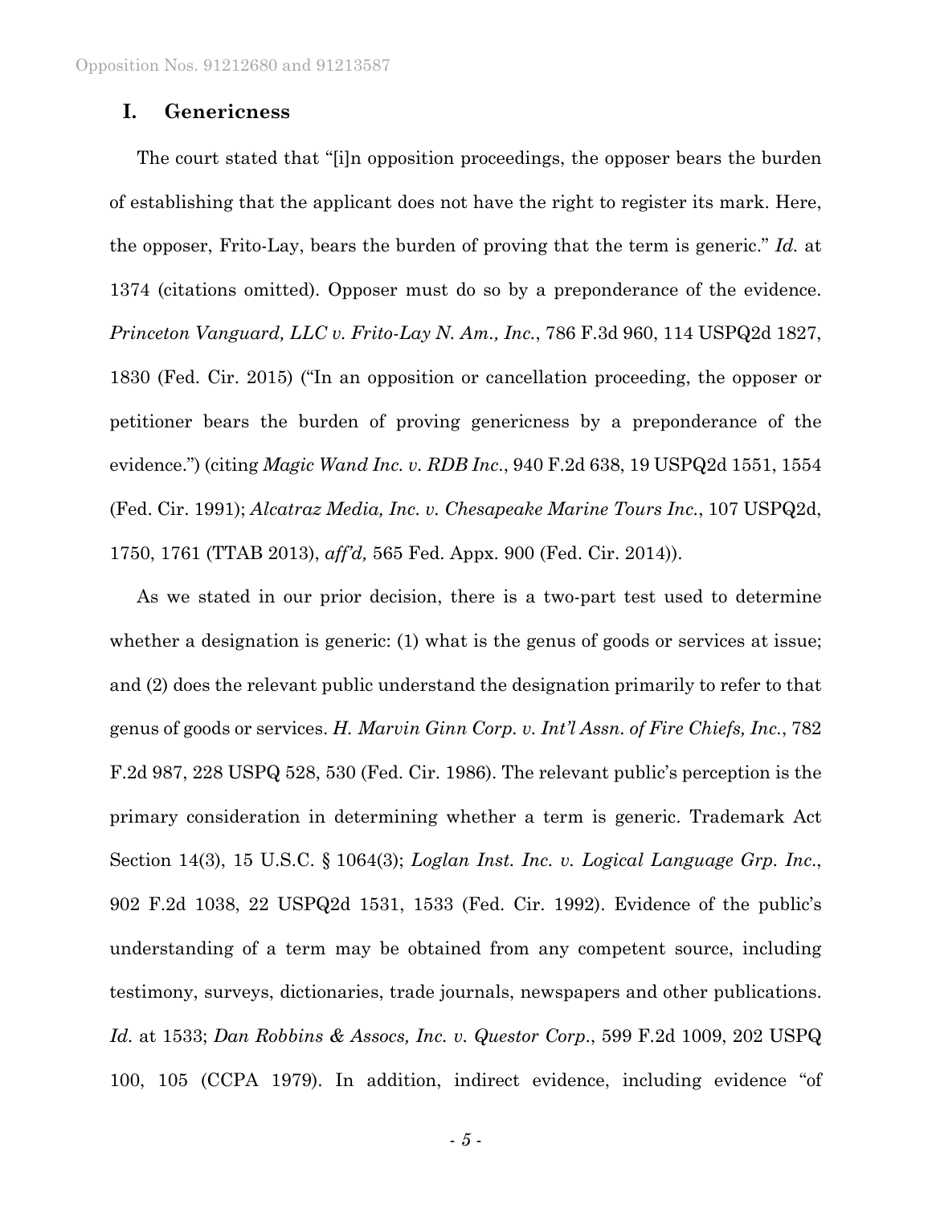## I. Genericness

The court stated that "[i]n opposition proceedings, the opposer bears the burden of establishing that the applicant does not have the right to register its mark. Here, the opposer, Frito-Lay, bears the burden of proving that the term is generic." *Id.* at 1374 (citations omitted). Opposer must do so by a preponderance of the evidence. *Princeton Vanguard, LLC v. Frito-Lay N. Am., Inc.*, 786 F.3d 960, 114 USPQ2d 1827, 1830 (Fed. Cir. 2015) ("In an opposition or cancellation proceeding, the opposer or petitioner bears the burden of proving genericness by a preponderance of the evidence.") (citing *Magic Wand Inc. v. RDB Inc.*, 940 F.2d 638, 19 USPQ2d 1551, 1554 (Fed. Cir. 1991); *Alcatraz Media, Inc. v. Chesapeake Marine Tours Inc.*, 107 USPQ2d, 1750, 1761 (TTAB 2013), *aff'd,* 565 Fed. Appx. 900 (Fed. Cir. 2014)).

As we stated in our prior decision, there is a two-part test used to determine whether a designation is generic: (1) what is the genus of goods or services at issue; and (2) does the relevant public understand the designation primarily to refer to that genus of goods or services. *H. Marvin Ginn Corp. v. Int'l Assn. of Fire Chiefs, Inc.*, 782 F.2d 987, 228 USPQ 528, 530 (Fed. Cir. 1986). The relevant public's perception is the primary consideration in determining whether a term is generic. Trademark Act Section 14(3), 15 U.S.C. § 1064(3); *Loglan Inst. Inc. v. Logical Language Grp. Inc.*, 902 F.2d 1038, 22 USPQ2d 1531, 1533 (Fed. Cir. 1992). Evidence of the public's understanding of a term may be obtained from any competent source, including testimony, surveys, dictionaries, trade journals, newspapers and other publications. *Id.* at 1533; *Dan Robbins & Assocs, Inc. v. Questor Corp.*, 599 F.2d 1009, 202 USPQ 100, 105 (CCPA 1979). In addition, indirect evidence, including evidence "of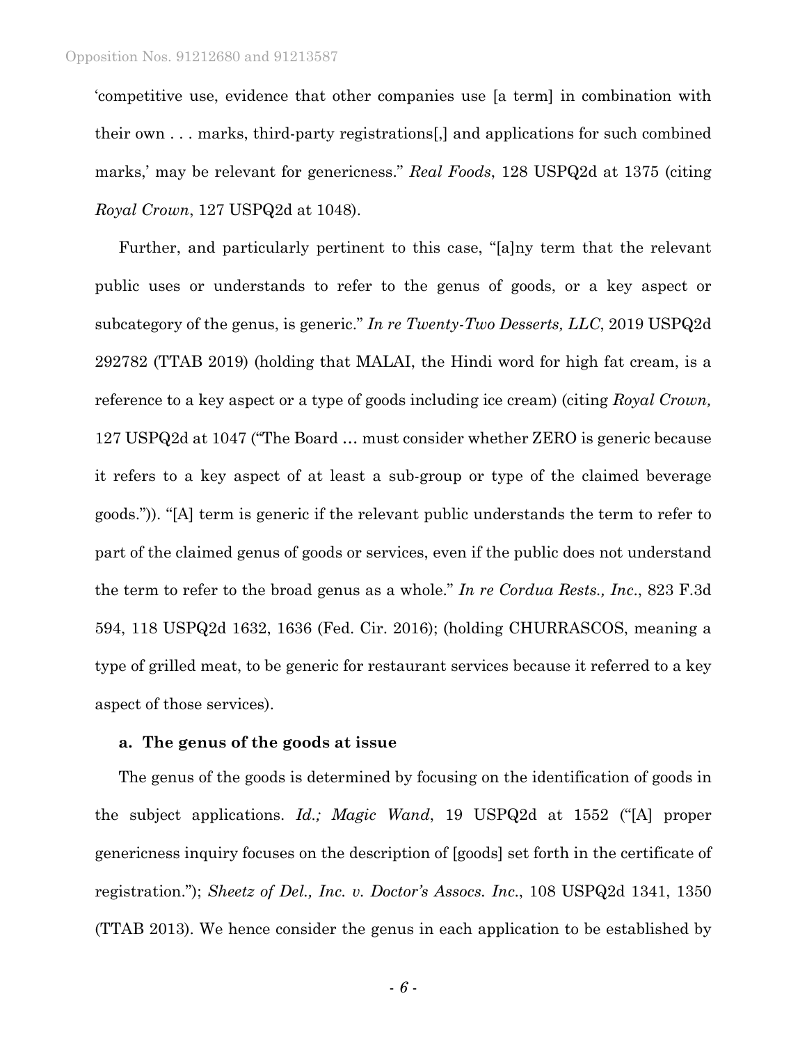'competitive use, evidence that other companies use [a term] in combination with their own . . . marks, third-party registrations[,] and applications for such combined marks,' may be relevant for genericness." *Real Foods*, 128 USPQ2d at 1375 (citing *Royal Crown*, 127 USPQ2d at 1048).

Further, and particularly pertinent to this case, "[a]ny term that the relevant public uses or understands to refer to the genus of goods, or a key aspect or subcategory of the genus, is generic." *In re Twenty-Two Desserts, LLC*, 2019 USPQ2d 292782 (TTAB 2019) (holding that MALAI, the Hindi word for high fat cream, is a reference to a key aspect or a type of goods including ice cream) (citing *Royal Crown,* 127 USPQ2d at 1047 ("The Board … must consider whether ZERO is generic because it refers to a key aspect of at least a sub-group or type of the claimed beverage goods.")). "[A] term is generic if the relevant public understands the term to refer to part of the claimed genus of goods or services, even if the public does not understand the term to refer to the broad genus as a whole." *In re Cordua Rests., Inc*., 823 F.3d 594, 118 USPQ2d 1632, 1636 (Fed. Cir. 2016); (holding CHURRASCOS, meaning a type of grilled meat, to be generic for restaurant services because it referred to a key aspect of those services).

**a. The genus of the goods at issue**

The genus of the goods is determined by focusing on the identification of goods in the subject applications. *Id.; Magic Wand*, 19 USPQ2d at 1552 ("[A] proper genericness inquiry focuses on the description of [goods] set forth in the certificate of registration."); *Sheetz of Del., Inc. v. Doctor's Assocs. Inc*., 108 USPQ2d 1341, 1350 (TTAB 2013). We hence consider the genus in each application to be established by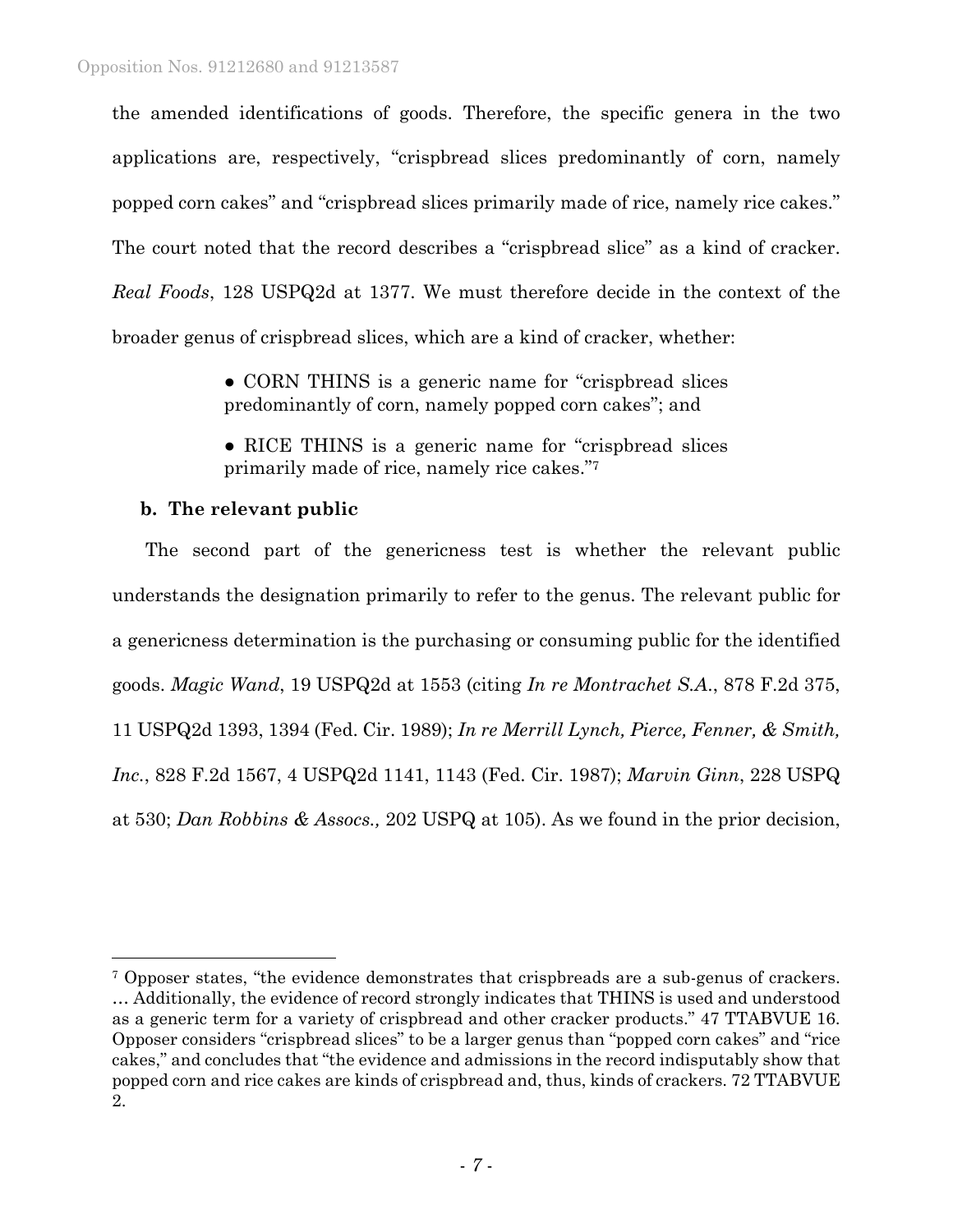the amended identifications of goods. Therefore, the specific genera in the two applications are, respectively, "crispbread slices predominantly of corn, namely popped corn cakes" and "crispbread slices primarily made of rice, namely rice cakes." The court noted that the record describes a "crispbread slice" as a kind of cracker. *Real Foods*, 128 USPQ2d at 1377. We must therefore decide in the context of the broader genus of crispbread slices, which are a kind of cracker, whether:

> • CORN THINS is a generic name for "crispbread slices predominantly of corn, namely popped corn cakes"; and
>
> • RICE THINS is a generic name for "crispbread slices primarily made of rice, namely rice cakes."[7]

**b. The relevant public**

The second part of the genericness test is whether the relevant public understands the designation primarily to refer to the genus. The relevant public for a genericness determination is the purchasing or consuming public for the identified goods. *Magic Wand*, 19 USPQ2d at 1553 (citing *In re Montrachet S.A.*, 878 F.2d 375, 11 USPQ2d 1393, 1394 (Fed. Cir. 1989); *In re Merrill Lynch, Pierce, Fenner, & Smith, Inc.*, 828 F.2d 1567, 4 USPQ2d 1141, 1143 (Fed. Cir. 1987); *Marvin Ginn*, 228 USPQ at 530; *Dan Robbins & Assocs.,* 202 USPQ at 105). As we found in the prior decision,

---

[7] Opposer states, "the evidence demonstrates that crispbreads are a sub-genus of crackers. … Additionally, the evidence of record strongly indicates that THINS is used and understood as a generic term for a variety of crispbread and other cracker products." 47 TTABVUE 16. Opposer considers "crispbread slices" to be a larger genus than "popped corn cakes" and "rice cakes," and concludes that "the evidence and admissions in the record indisputably show that popped corn and rice cakes are kinds of crispbread and, thus, kinds of crackers. 72 TTABVUE 2.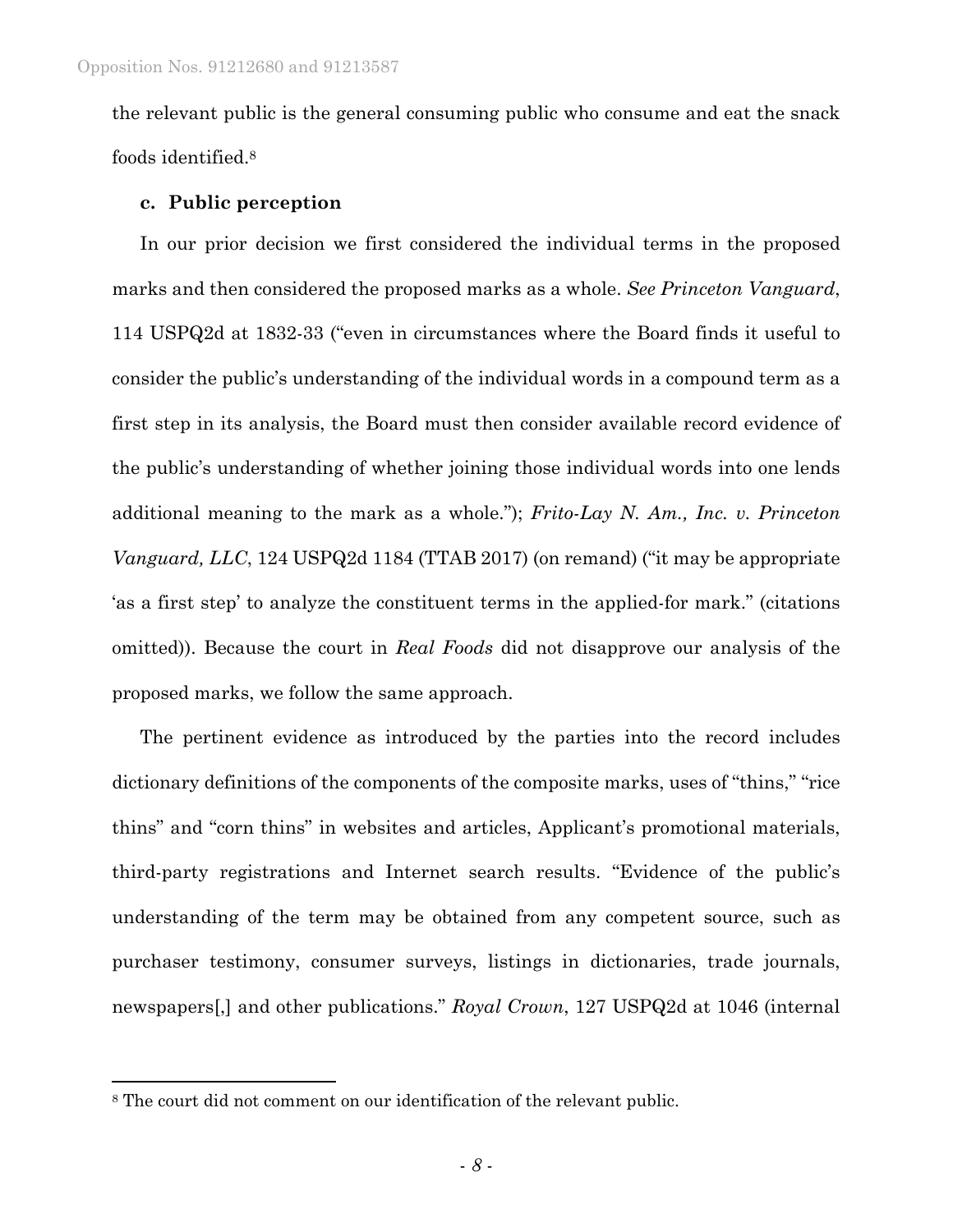the relevant public is the general consuming public who consume and eat the snack foods identified.[8]

**c. Public perception**

In our prior decision we first considered the individual terms in the proposed marks and then considered the proposed marks as a whole. *See Princeton Vanguard*, 114 USPQ2d at 1832-33 ("even in circumstances where the Board finds it useful to consider the public's understanding of the individual words in a compound term as a first step in its analysis, the Board must then consider available record evidence of the public's understanding of whether joining those individual words into one lends additional meaning to the mark as a whole."); *Frito-Lay N. Am., Inc. v. Princeton Vanguard, LLC*, 124 USPQ2d 1184 (TTAB 2017) (on remand) ("it may be appropriate 'as a first step' to analyze the constituent terms in the applied-for mark." (citations omitted)). Because the court in *Real Foods* did not disapprove our analysis of the proposed marks, we follow the same approach.

The pertinent evidence as introduced by the parties into the record includes dictionary definitions of the components of the composite marks, uses of "thins," "rice thins" and "corn thins" in websites and articles, Applicant's promotional materials, third-party registrations and Internet search results. "Evidence of the public's understanding of the term may be obtained from any competent source, such as purchaser testimony, consumer surveys, listings in dictionaries, trade journals, newspapers[,] and other publications." *Royal Crown*, 127 USPQ2d at 1046 (internal

---

[8] The court did not comment on our identification of the relevant public.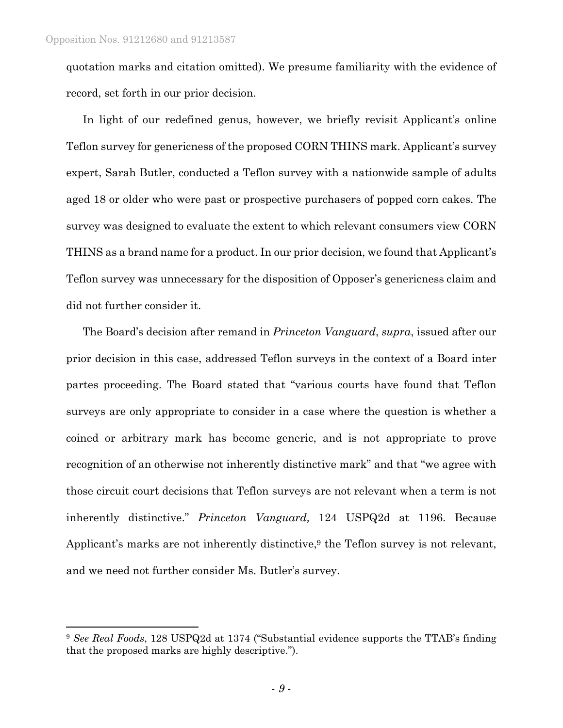quotation marks and citation omitted). We presume familiarity with the evidence of record, set forth in our prior decision.

In light of our redefined genus, however, we briefly revisit Applicant's online Teflon survey for genericness of the proposed CORN THINS mark. Applicant's survey expert, Sarah Butler, conducted a Teflon survey with a nationwide sample of adults aged 18 or older who were past or prospective purchasers of popped corn cakes. The survey was designed to evaluate the extent to which relevant consumers view CORN THINS as a brand name for a product. In our prior decision, we found that Applicant's Teflon survey was unnecessary for the disposition of Opposer's genericness claim and did not further consider it.

The Board's decision after remand in *Princeton Vanguard*, *supra*, issued after our prior decision in this case, addressed Teflon surveys in the context of a Board inter partes proceeding. The Board stated that "various courts have found that Teflon surveys are only appropriate to consider in a case where the question is whether a coined or arbitrary mark has become generic, and is not appropriate to prove recognition of an otherwise not inherently distinctive mark" and that "we agree with those circuit court decisions that Teflon surveys are not relevant when a term is not inherently distinctive." *Princeton Vanguard,* 124 USPQ2d at 1196. Because Applicant's marks are not inherently distinctive,[9] the Teflon survey is not relevant, and we need not further consider Ms. Butler's survey.

---

[9] *See Real Foods*, 128 USPQ2d at 1374 ("Substantial evidence supports the TTAB's finding that the proposed marks are highly descriptive.").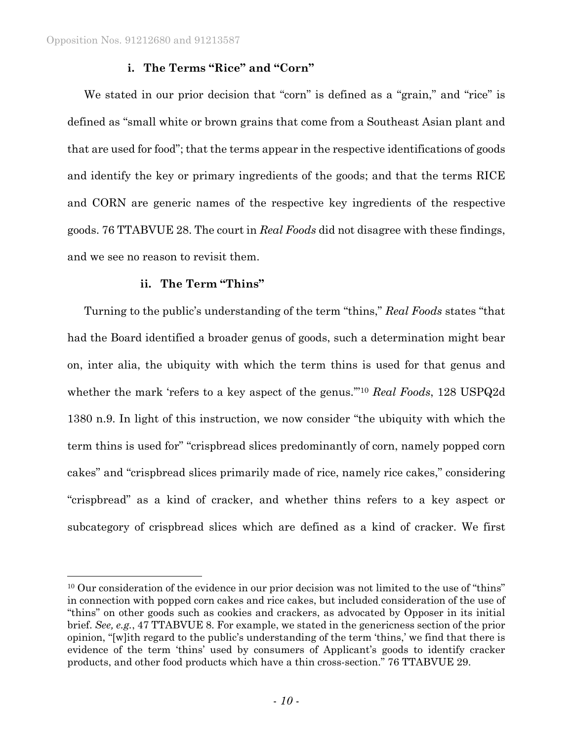### i. The Terms "Rice" and "Corn"

We stated in our prior decision that "corn" is defined as a "grain," and "rice" is defined as "small white or brown grains that come from a Southeast Asian plant and that are used for food"; that the terms appear in the respective identifications of goods and identify the key or primary ingredients of the goods; and that the terms RICE and CORN are generic names of the respective key ingredients of the respective goods. 76 TTABVUE 28. The court in *Real Foods* did not disagree with these findings, and we see no reason to revisit them.

### ii. The Term "Thins"

Turning to the public's understanding of the term "thins," *Real Foods* states "that had the Board identified a broader genus of goods, such a determination might bear on, inter alia, the ubiquity with which the term thins is used for that genus and whether the mark 'refers to a key aspect of the genus.'"[10] *Real Foods*, 128 USPQ2d 1380 n.9. In light of this instruction, we now consider "the ubiquity with which the term thins is used for" "crispbread slices predominantly of corn, namely popped corn cakes" and "crispbread slices primarily made of rice, namely rice cakes," considering "crispbread" as a kind of cracker, and whether thins refers to a key aspect or subcategory of crispbread slices which are defined as a kind of cracker. We first

---

[10] Our consideration of the evidence in our prior decision was not limited to the use of "thins" in connection with popped corn cakes and rice cakes, but included consideration of the use of "thins" on other goods such as cookies and crackers, as advocated by Opposer in its initial brief. *See, e.g.*, 47 TTABVUE 8. For example, we stated in the genericness section of the prior opinion, "[w]ith regard to the public's understanding of the term 'thins,' we find that there is evidence of the term 'thins' used by consumers of Applicant's goods to identify cracker products, and other food products which have a thin cross-section." 76 TTABVUE 29.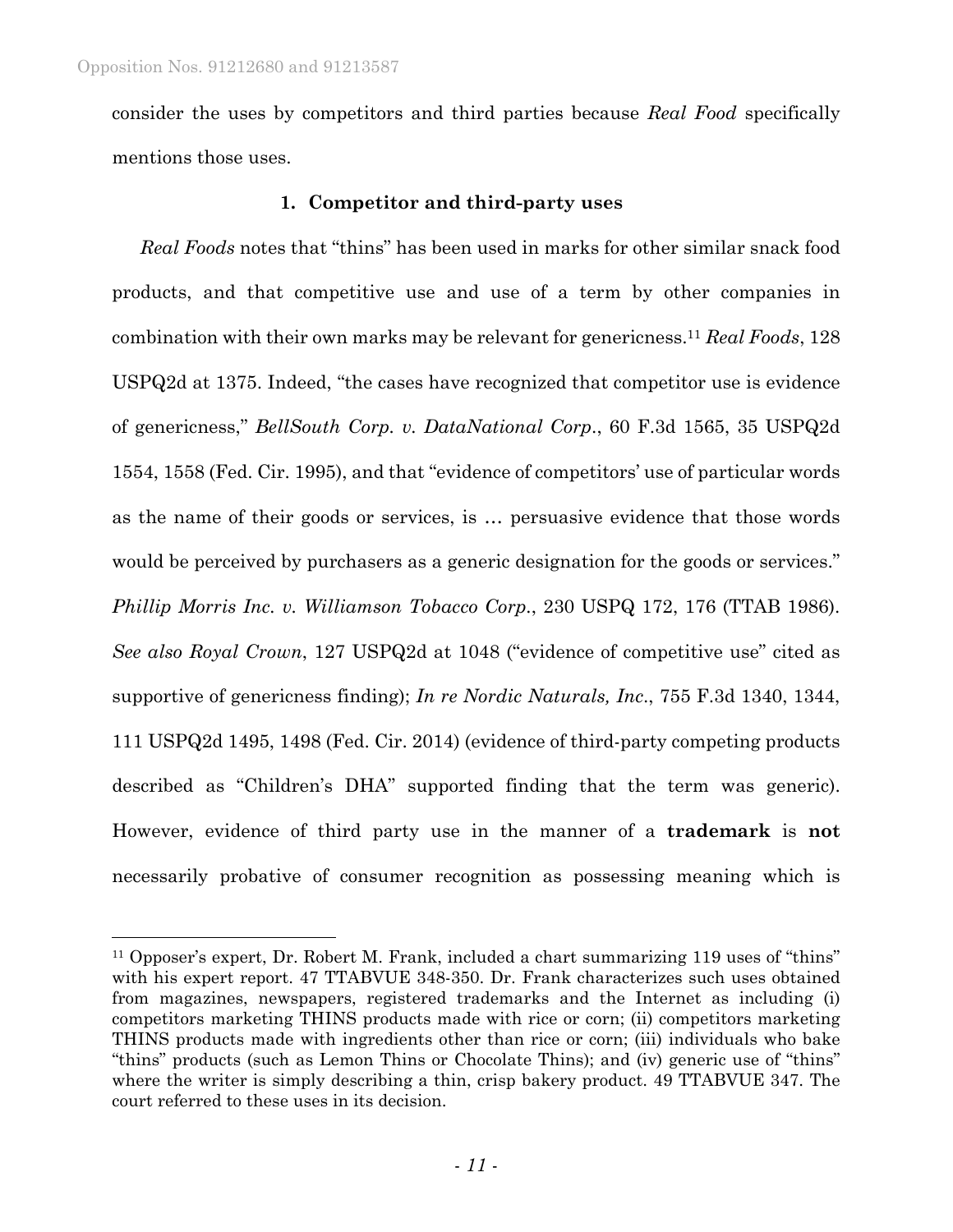consider the uses by competitors and third parties because *Real Food* specifically mentions those uses.

### 1. Competitor and third-party uses

*Real Foods* notes that "thins" has been used in marks for other similar snack food products, and that competitive use and use of a term by other companies in combination with their own marks may be relevant for genericness.[11] *Real Foods*, 128 USPQ2d at 1375. Indeed, "the cases have recognized that competitor use is evidence of genericness," *BellSouth Corp. v. DataNational Corp.*, 60 F.3d 1565, 35 USPQ2d 1554, 1558 (Fed. Cir. 1995), and that "evidence of competitors' use of particular words as the name of their goods or services, is … persuasive evidence that those words would be perceived by purchasers as a generic designation for the goods or services." *Phillip Morris Inc. v. Williamson Tobacco Corp.*, 230 USPQ 172, 176 (TTAB 1986). *See also Royal Crown*, 127 USPQ2d at 1048 ("evidence of competitive use" cited as supportive of genericness finding); *In re Nordic Naturals, Inc.*, 755 F.3d 1340, 1344, 111 USPQ2d 1495, 1498 (Fed. Cir. 2014) (evidence of third-party competing products described as "Children's DHA" supported finding that the term was generic). However, evidence of third party use in the manner of a **trademark** is **not** necessarily probative of consumer recognition as possessing meaning which is

---

[11] Opposer's expert, Dr. Robert M. Frank, included a chart summarizing 119 uses of "thins" with his expert report. 47 TTABVUE 348-350. Dr. Frank characterizes such uses obtained from magazines, newspapers, registered trademarks and the Internet as including (i) competitors marketing THINS products made with rice or corn; (ii) competitors marketing THINS products made with ingredients other than rice or corn; (iii) individuals who bake "thins" products (such as Lemon Thins or Chocolate Thins); and (iv) generic use of "thins" where the writer is simply describing a thin, crisp bakery product. 49 TTABVUE 347. The court referred to these uses in its decision.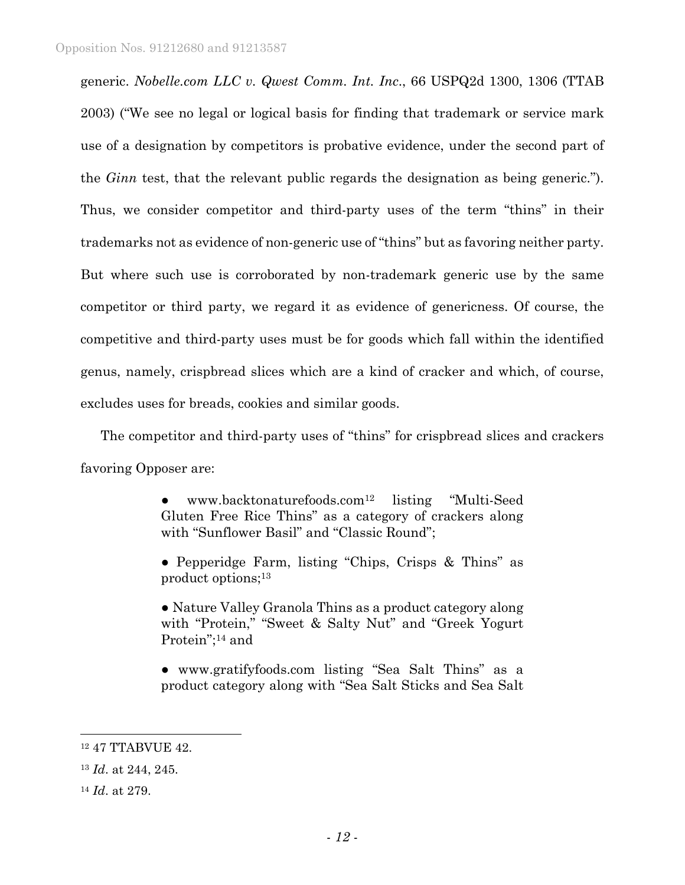generic. *Nobelle.com LLC v. Qwest Comm. Int. Inc.*, 66 USPQ2d 1300, 1306 (TTAB 2003) ("We see no legal or logical basis for finding that trademark or service mark use of a designation by competitors is probative evidence, under the second part of the *Ginn* test, that the relevant public regards the designation as being generic."). Thus, we consider competitor and third-party uses of the term "thins" in their trademarks not as evidence of non-generic use of "thins" but as favoring neither party. But where such use is corroborated by non-trademark generic use by the same competitor or third party, we regard it as evidence of genericness. Of course, the competitive and third-party uses must be for goods which fall within the identified genus, namely, crispbread slices which are a kind of cracker and which, of course, excludes uses for breads, cookies and similar goods.

The competitor and third-party uses of "thins" for crispbread slices and crackers favoring Opposer are:

> ● www.backtonaturefoods.com[12] listing "Multi-Seed Gluten Free Rice Thins" as a category of crackers along with "Sunflower Basil" and "Classic Round";
>
> ● Pepperidge Farm, listing "Chips, Crisps & Thins" as product options;[13]
>
> ● Nature Valley Granola Thins as a product category along with "Protein," "Sweet & Salty Nut" and "Greek Yogurt Protein";[14] and
>
> ● www.gratifyfoods.com listing "Sea Salt Thins" as a product category along with "Sea Salt Sticks and Sea Salt

---

[12] 47 TTABVUE 42.

[13] *Id*. at 244, 245.

[14] *Id*. at 279.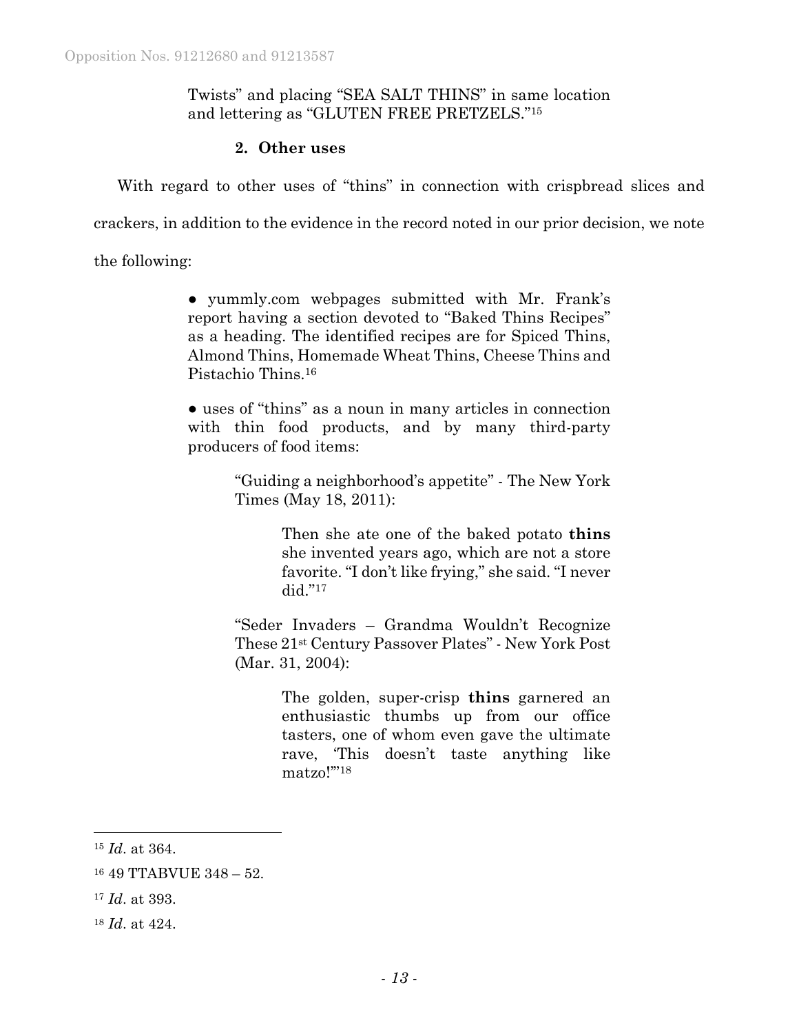> Twists" and placing "SEA SALT THINS" in same location and lettering as "GLUTEN FREE PRETZELS."[15]

**2. Other uses**

With regard to other uses of "thins" in connection with crispbread slices and crackers, in addition to the evidence in the record noted in our prior decision, we note the following:

> ● yummly.com webpages submitted with Mr. Frank's report having a section devoted to "Baked Thins Recipes" as a heading. The identified recipes are for Spiced Thins, Almond Thins, Homemade Wheat Thins, Cheese Thins and Pistachio Thins.[16]
>
> ● uses of "thins" as a noun in many articles in connection with thin food products, and by many third-party producers of food items:
>
>> "Guiding a neighborhood's appetite" - The New York Times (May 18, 2011):
>>
>>> Then she ate one of the baked potato **thins** she invented years ago, which are not a store favorite. "I don't like frying," she said. "I never did."[17]
>>
>> "Seder Invaders – Grandma Wouldn't Recognize These 21st Century Passover Plates" - New York Post (Mar. 31, 2004):
>>
>>> The golden, super-crisp **thins** garnered an enthusiastic thumbs up from our office tasters, one of whom even gave the ultimate rave, 'This doesn't taste anything like matzo!'"[18]

---

[15] *Id*. at 364.

[16] 49 TTABVUE 348 – 52.

[17] *Id*. at 393.

[18] *Id*. at 424.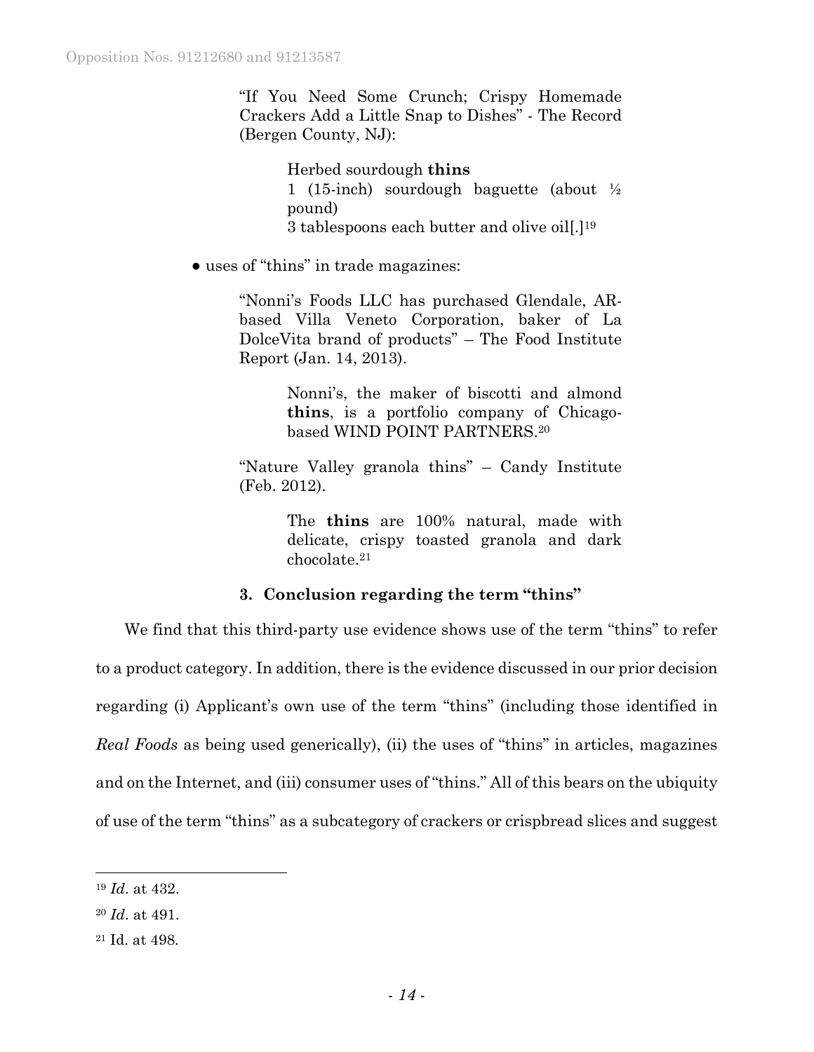"If You Need Some Crunch; Crispy Homemade Crackers Add a Little Snap to Dishes" - The Record (Bergen County, NJ):

> Herbed sourdough **thins**
> 1 (15-inch) sourdough baguette (about ½ pound)
> 3 tablespoons each butter and olive oil[.][19]

- uses of "thins" in trade magazines:

"Nonni's Foods LLC has purchased Glendale, AR-based Villa Veneto Corporation, baker of La DolceVita brand of products" – The Food Institute Report (Jan. 14, 2013).

> Nonni's, the maker of biscotti and almond **thins**, is a portfolio company of Chicago-based WIND POINT PARTNERS.[20]

"Nature Valley granola thins" – Candy Institute (Feb. 2012).

> The **thins** are 100% natural, made with delicate, crispy toasted granola and dark chocolate.[21]

### 3. Conclusion regarding the term "thins"

We find that this third-party use evidence shows use of the term "thins" to refer to a product category. In addition, there is the evidence discussed in our prior decision regarding (i) Applicant's own use of the term "thins" (including those identified in *Real Foods* as being used generically), (ii) the uses of "thins" in articles, magazines and on the Internet, and (iii) consumer uses of "thins." All of this bears on the ubiquity of use of the term "thins" as a subcategory of crackers or crispbread slices and suggest

---

[19] *Id*. at 432.

[20] *Id*. at 491.

[21] Id. at 498.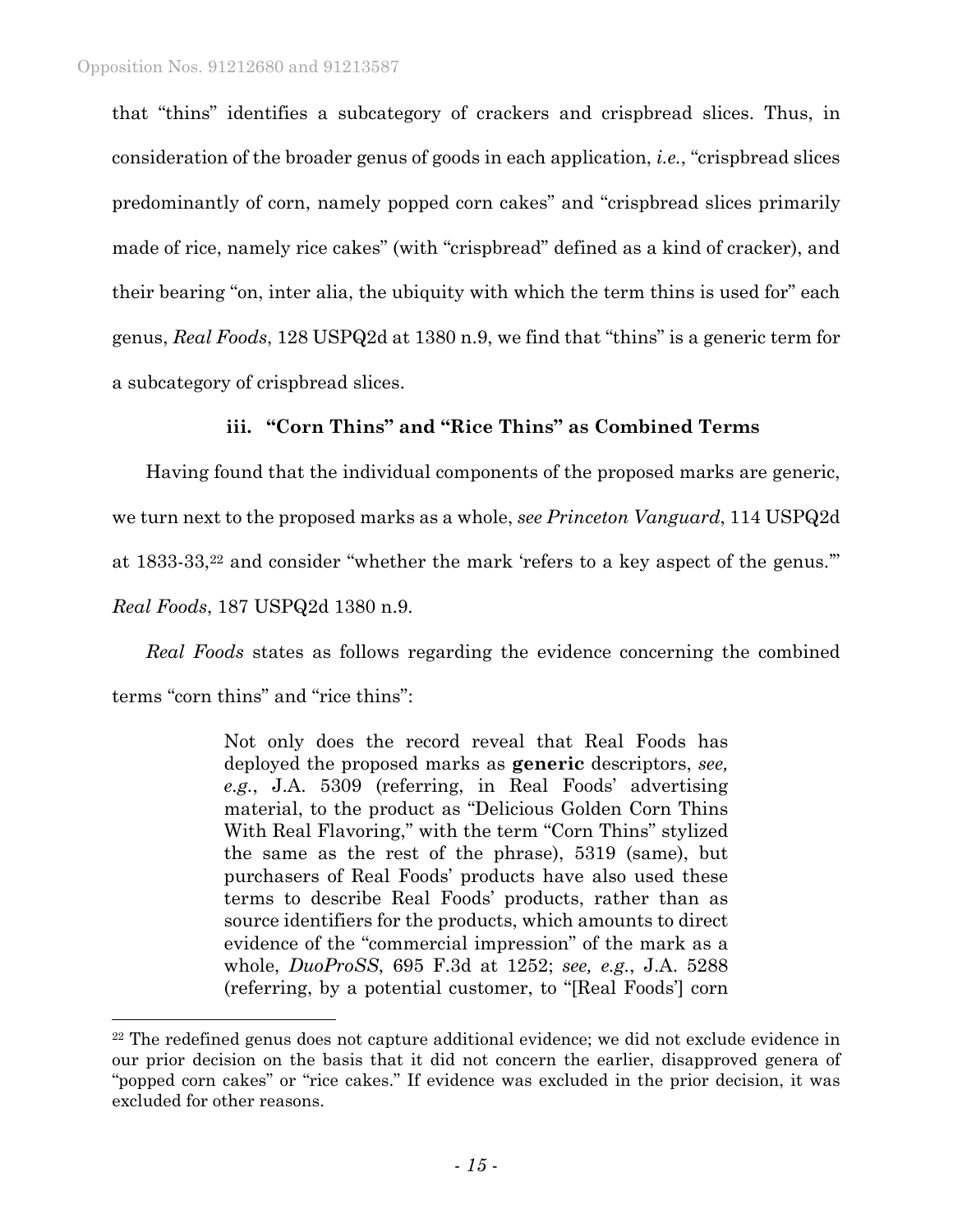that "thins" identifies a subcategory of crackers and crispbread slices. Thus, in consideration of the broader genus of goods in each application, *i.e.*, "crispbread slices predominantly of corn, namely popped corn cakes" and "crispbread slices primarily made of rice, namely rice cakes" (with "crispbread" defined as a kind of cracker), and their bearing "on, inter alia, the ubiquity with which the term thins is used for" each genus, *Real Foods*, 128 USPQ2d at 1380 n.9, we find that "thins" is a generic term for a subcategory of crispbread slices.

### iii. "Corn Thins" and "Rice Thins" as Combined Terms

Having found that the individual components of the proposed marks are generic, we turn next to the proposed marks as a whole, *see Princeton Vanguard*, 114 USPQ2d at 1833-33,[22] and consider "whether the mark 'refers to a key aspect of the genus.'" *Real Foods*, 187 USPQ2d 1380 n.9.

*Real Foods* states as follows regarding the evidence concerning the combined terms "corn thins" and "rice thins":

> Not only does the record reveal that Real Foods has deployed the proposed marks as **generic** descriptors, *see, e.g.*, J.A. 5309 (referring, in Real Foods' advertising material, to the product as "Delicious Golden Corn Thins With Real Flavoring," with the term "Corn Thins" stylized the same as the rest of the phrase), 5319 (same), but purchasers of Real Foods' products have also used these terms to describe Real Foods' products, rather than as source identifiers for the products, which amounts to direct evidence of the "commercial impression" of the mark as a whole, *DuoProSS*, 695 F.3d at 1252; *see, e.g.*, J.A. 5288 (referring, by a potential customer, to "[Real Foods'] corn

[22] The redefined genus does not capture additional evidence; we did not exclude evidence in our prior decision on the basis that it did not concern the earlier, disapproved genera of "popped corn cakes" or "rice cakes." If evidence was excluded in the prior decision, it was excluded for other reasons.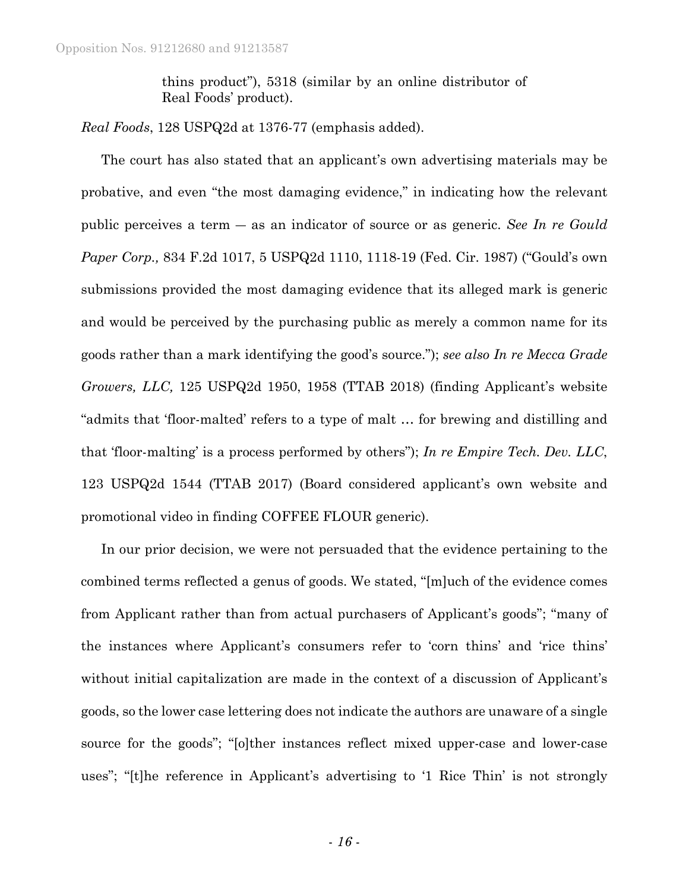> thins product"), 5318 (similar by an online distributor of Real Foods' product).

*Real Foods*, 128 USPQ2d at 1376-77 (emphasis added).

The court has also stated that an applicant's own advertising materials may be probative, and even "the most damaging evidence," in indicating how the relevant public perceives a term — as an indicator of source or as generic. *See In re Gould Paper Corp.,* 834 F.2d 1017, 5 USPQ2d 1110, 1118-19 (Fed. Cir. 1987) ("Gould's own submissions provided the most damaging evidence that its alleged mark is generic and would be perceived by the purchasing public as merely a common name for its goods rather than a mark identifying the good's source."); *see also In re Mecca Grade Growers, LLC,* 125 USPQ2d 1950, 1958 (TTAB 2018) (finding Applicant's website "admits that 'floor-malted' refers to a type of malt … for brewing and distilling and that 'floor-malting' is a process performed by others"); *In re Empire Tech. Dev. LLC*, 123 USPQ2d 1544 (TTAB 2017) (Board considered applicant's own website and promotional video in finding COFFEE FLOUR generic).

In our prior decision, we were not persuaded that the evidence pertaining to the combined terms reflected a genus of goods. We stated, "[m]uch of the evidence comes from Applicant rather than from actual purchasers of Applicant's goods"; "many of the instances where Applicant's consumers refer to 'corn thins' and 'rice thins' without initial capitalization are made in the context of a discussion of Applicant's goods, so the lower case lettering does not indicate the authors are unaware of a single source for the goods"; "[o]ther instances reflect mixed upper-case and lower-case uses"; "[t]he reference in Applicant's advertising to '1 Rice Thin' is not strongly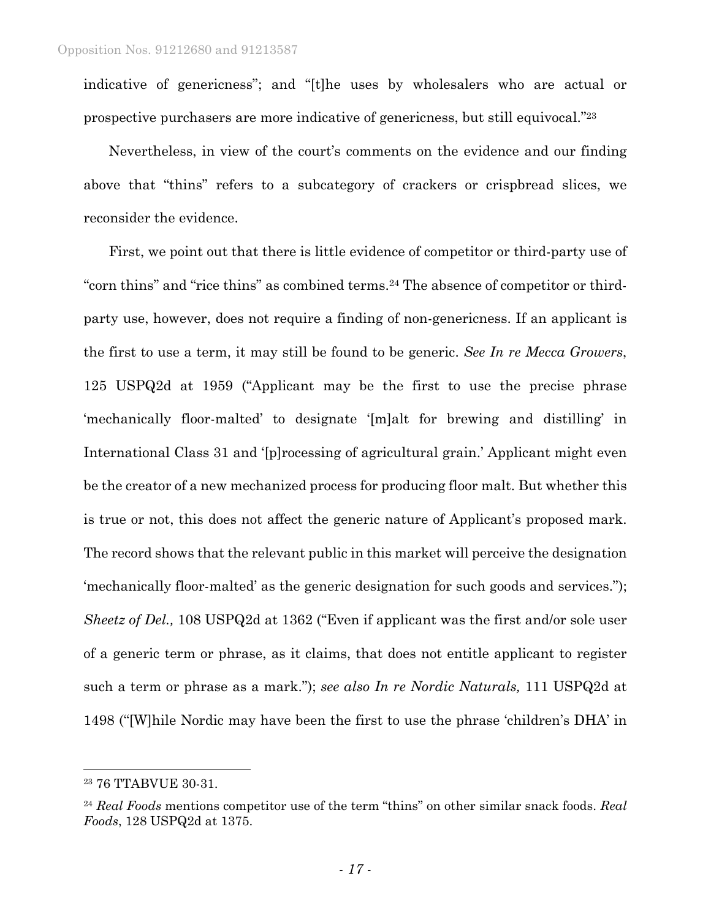indicative of genericness"; and "[t]he uses by wholesalers who are actual or prospective purchasers are more indicative of genericness, but still equivocal."[23]

Nevertheless, in view of the court's comments on the evidence and our finding above that "thins" refers to a subcategory of crackers or crispbread slices, we reconsider the evidence.

First, we point out that there is little evidence of competitor or third-party use of "corn thins" and "rice thins" as combined terms.[24] The absence of competitor or third-party use, however, does not require a finding of non-genericness. If an applicant is the first to use a term, it may still be found to be generic. *See In re Mecca Growers*, 125 USPQ2d at 1959 ("Applicant may be the first to use the precise phrase 'mechanically floor-malted' to designate '[m]alt for brewing and distilling' in International Class 31 and '[p]rocessing of agricultural grain.' Applicant might even be the creator of a new mechanized process for producing floor malt. But whether this is true or not, this does not affect the generic nature of Applicant's proposed mark. The record shows that the relevant public in this market will perceive the designation 'mechanically floor-malted' as the generic designation for such goods and services."); *Sheetz of Del.,* 108 USPQ2d at 1362 ("Even if applicant was the first and/or sole user of a generic term or phrase, as it claims, that does not entitle applicant to register such a term or phrase as a mark."); *see also In re Nordic Naturals,* 111 USPQ2d at 1498 ("[W]hile Nordic may have been the first to use the phrase 'children's DHA' in

---

[23] 76 TTABVUE 30-31.

[24] *Real Foods* mentions competitor use of the term "thins" on other similar snack foods. *Real Foods*, 128 USPQ2d at 1375.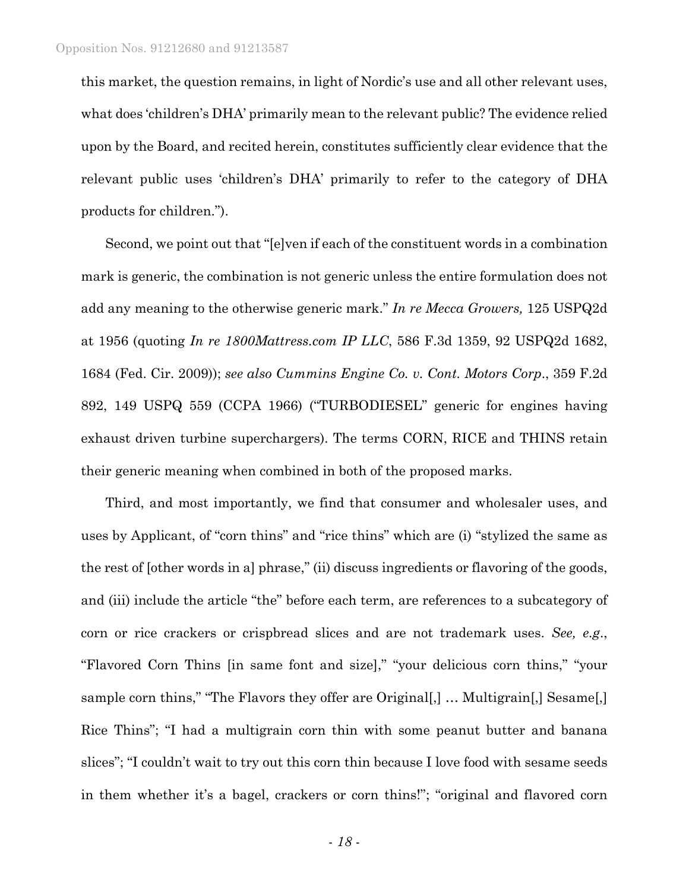this market, the question remains, in light of Nordic's use and all other relevant uses, what does 'children's DHA' primarily mean to the relevant public? The evidence relied upon by the Board, and recited herein, constitutes sufficiently clear evidence that the relevant public uses 'children's DHA' primarily to refer to the category of DHA products for children.").

Second, we point out that "[e]ven if each of the constituent words in a combination mark is generic, the combination is not generic unless the entire formulation does not add any meaning to the otherwise generic mark." *In re Mecca Growers,* 125 USPQ2d at 1956 (quoting *In re 1800Mattress.com IP LLC*, 586 F.3d 1359, 92 USPQ2d 1682, 1684 (Fed. Cir. 2009)); *see also Cummins Engine Co. v. Cont. Motors Corp*., 359 F.2d 892, 149 USPQ 559 (CCPA 1966) ("TURBODIESEL" generic for engines having exhaust driven turbine superchargers). The terms CORN, RICE and THINS retain their generic meaning when combined in both of the proposed marks.

Third, and most importantly, we find that consumer and wholesaler uses, and uses by Applicant, of "corn thins" and "rice thins" which are (i) "stylized the same as the rest of [other words in a] phrase," (ii) discuss ingredients or flavoring of the goods, and (iii) include the article "the" before each term, are references to a subcategory of corn or rice crackers or crispbread slices and are not trademark uses. *See, e.g*., "Flavored Corn Thins [in same font and size]," "your delicious corn thins," "your sample corn thins," "The Flavors they offer are Original[,] … Multigrain[,] Sesame[,] Rice Thins"; "I had a multigrain corn thin with some peanut butter and banana slices"; "I couldn't wait to try out this corn thin because I love food with sesame seeds in them whether it's a bagel, crackers or corn thins!"; "original and flavored corn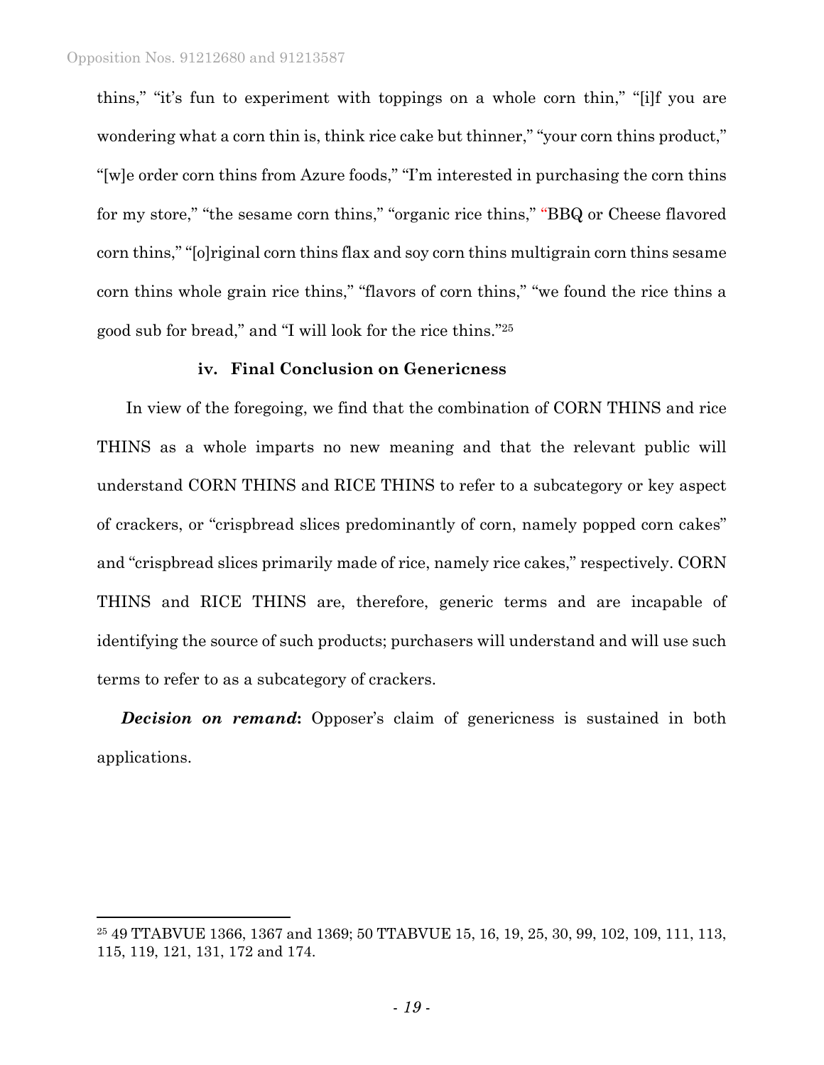thins," "it's fun to experiment with toppings on a whole corn thin," "[i]f you are wondering what a corn thin is, think rice cake but thinner," "your corn thins product," "[w]e order corn thins from Azure foods," "I'm interested in purchasing the corn thins for my store," "the sesame corn thins," "organic rice thins," "BBQ or Cheese flavored corn thins," "[o]riginal corn thins flax and soy corn thins multigrain corn thins sesame corn thins whole grain rice thins," "flavors of corn thins," "we found the rice thins a good sub for bread," and "I will look for the rice thins."[25]

### iv. Final Conclusion on Genericness

In view of the foregoing, we find that the combination of CORN THINS and rice THINS as a whole imparts no new meaning and that the relevant public will understand CORN THINS and RICE THINS to refer to a subcategory or key aspect of crackers, or "crispbread slices predominantly of corn, namely popped corn cakes" and "crispbread slices primarily made of rice, namely rice cakes," respectively. CORN THINS and RICE THINS are, therefore, generic terms and are incapable of identifying the source of such products; purchasers will understand and will use such terms to refer to as a subcategory of crackers.

***Decision on remand*:** Opposer's claim of genericness is sustained in both applications.

---

[25] 49 TTABVUE 1366, 1367 and 1369; 50 TTABVUE 15, 16, 19, 25, 30, 99, 102, 109, 111, 113, 115, 119, 121, 131, 172 and 174.